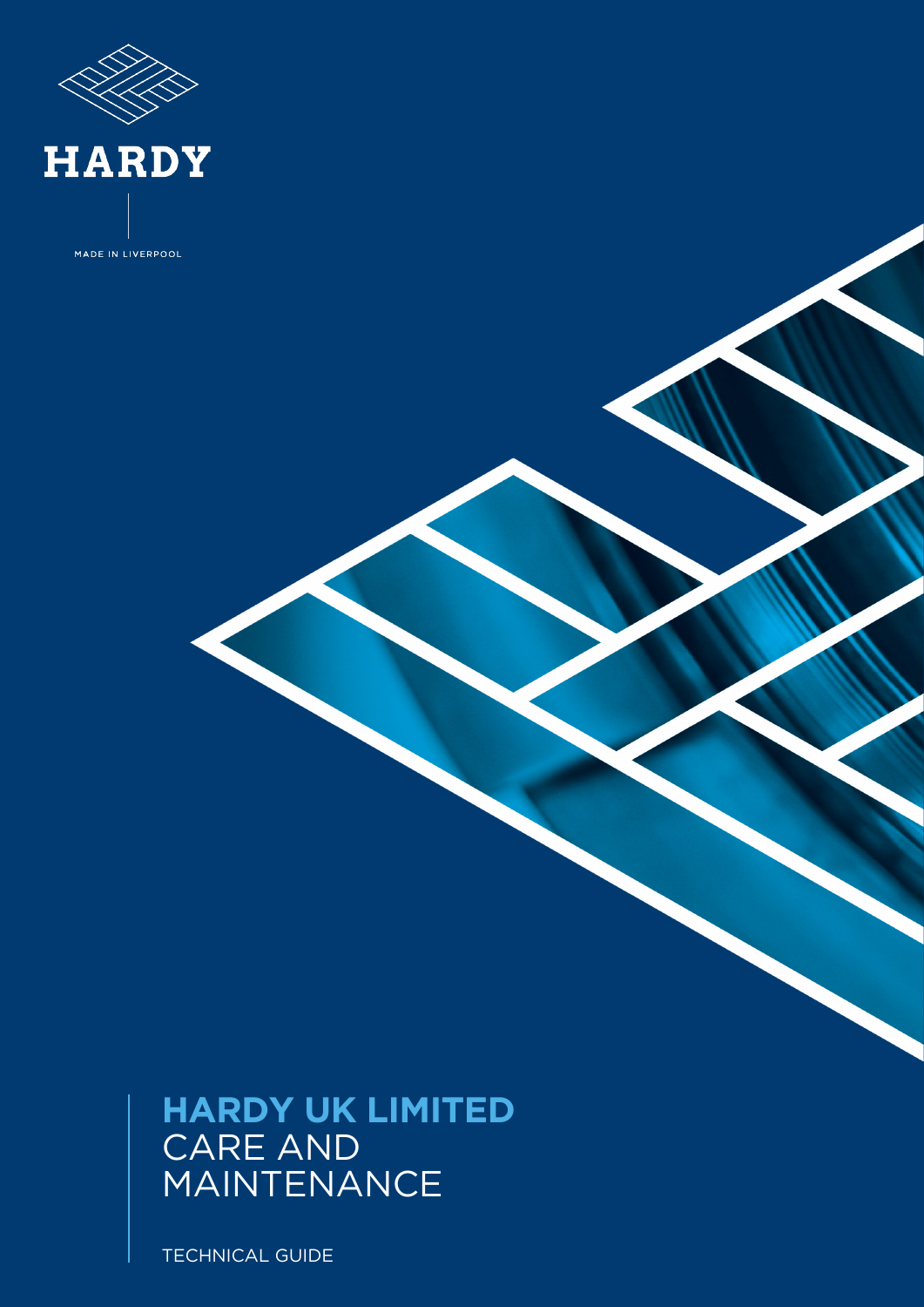HARDY

MADE IN LIVERPOOL

# HARDY UK LIMITED
## CARE AND MAINTENANCE

TECHNICAL GUIDE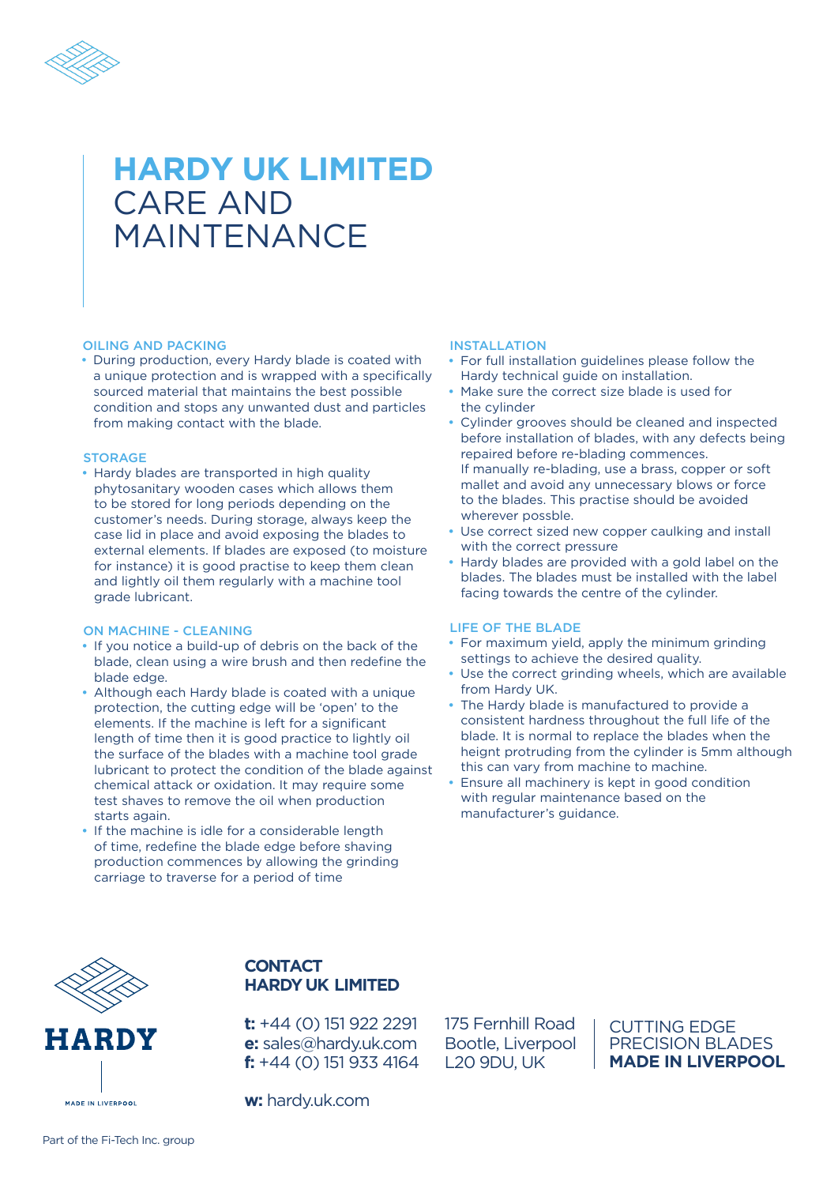# HARDY UK LIMITED
# CARE AND MAINTENANCE

### OILING AND PACKING

- During production, every Hardy blade is coated with a unique protection and is wrapped with a specifically sourced material that maintains the best possible condition and stops any unwanted dust and particles from making contact with the blade.

### STORAGE

- Hardy blades are transported in high quality phytosanitary wooden cases which allows them to be stored for long periods depending on the customer's needs. During storage, always keep the case lid in place and avoid exposing the blades to external elements. If blades are exposed (to moisture for instance) it is good practise to keep them clean and lightly oil them regularly with a machine tool grade lubricant.

### ON MACHINE - CLEANING

- If you notice a build-up of debris on the back of the blade, clean using a wire brush and then redefine the blade edge.
- Although each Hardy blade is coated with a unique protection, the cutting edge will be 'open' to the elements. If the machine is left for a significant length of time then it is good practice to lightly oil the surface of the blades with a machine tool grade lubricant to protect the condition of the blade against chemical attack or oxidation. It may require some test shaves to remove the oil when production starts again.
- If the machine is idle for a considerable length of time, redefine the blade edge before shaving production commences by allowing the grinding carriage to traverse for a period of time

### INSTALLATION

- For full installation guidelines please follow the Hardy technical guide on installation.
- Make sure the correct size blade is used for the cylinder
- Cylinder grooves should be cleaned and inspected before installation of blades, with any defects being repaired before re-blading commences. If manually re-blading, use a brass, copper or soft mallet and avoid any unnecessary blows or force to the blades. This practise should be avoided wherever possble.
- Use correct sized new copper caulking and install with the correct pressure
- Hardy blades are provided with a gold label on the blades. The blades must be installed with the label facing towards the centre of the cylinder.

### LIFE OF THE BLADE

- For maximum yield, apply the minimum grinding settings to achieve the desired quality.
- Use the correct grinding wheels, which are available from Hardy UK.
- The Hardy blade is manufactured to provide a consistent hardness throughout the full life of the blade. It is normal to replace the blades when the heignt protruding from the cylinder is 5mm although this can vary from machine to machine.
- Ensure all machinery is kept in good condition with regular maintenance based on the manufacturer's guidance.

HARDY

MADE IN LIVERPOOL

### CONTACT HARDY UK LIMITED

**t:** +44 (0) 151 922 2291
**e:** sales@hardy.uk.com
**f:** +44 (0) 151 933 4164

175 Fernhill Road
Bootle, Liverpool
L20 9DU, UK

CUTTING EDGE
PRECISION BLADES
**MADE IN LIVERPOOL**

**w:** hardy.uk.com

Part of the Fi-Tech Inc. group